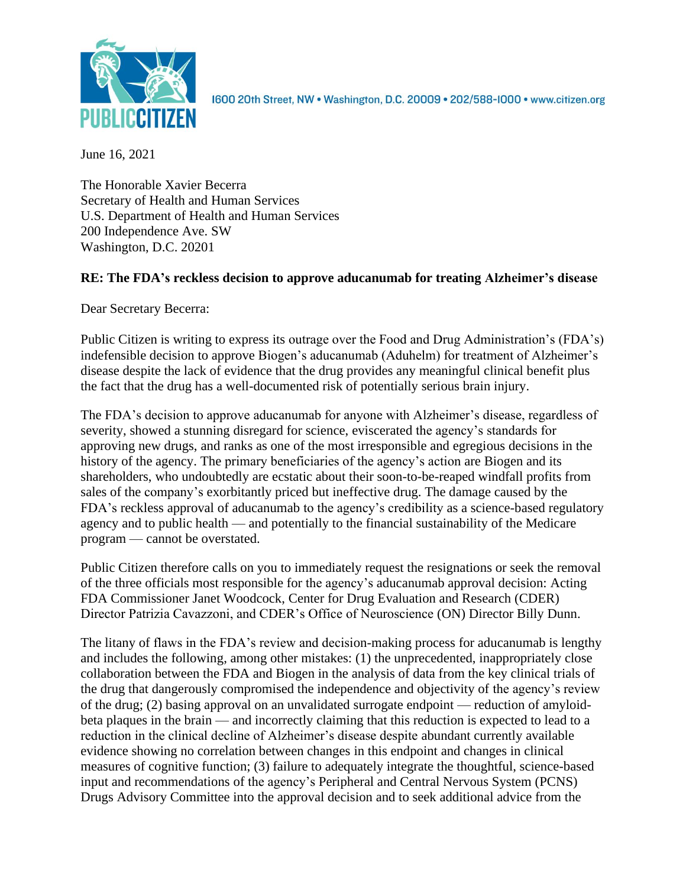PUBLIC CITIZEN

1600 20th Street, NW • Washington, D.C. 20009 • 202/588-1000 • www.citizen.org

June 16, 2021

The Honorable Xavier Becerra
Secretary of Health and Human Services
U.S. Department of Health and Human Services
200 Independence Ave. SW
Washington, D.C. 20201

**RE: The FDA's reckless decision to approve aducanumab for treating Alzheimer's disease**

Dear Secretary Becerra:

Public Citizen is writing to express its outrage over the Food and Drug Administration's (FDA's) indefensible decision to approve Biogen's aducanumab (Aduhelm) for treatment of Alzheimer's disease despite the lack of evidence that the drug provides any meaningful clinical benefit plus the fact that the drug has a well-documented risk of potentially serious brain injury.

The FDA's decision to approve aducanumab for anyone with Alzheimer's disease, regardless of severity, showed a stunning disregard for science, eviscerated the agency's standards for approving new drugs, and ranks as one of the most irresponsible and egregious decisions in the history of the agency. The primary beneficiaries of the agency's action are Biogen and its shareholders, who undoubtedly are ecstatic about their soon-to-be-reaped windfall profits from sales of the company's exorbitantly priced but ineffective drug. The damage caused by the FDA's reckless approval of aducanumab to the agency's credibility as a science-based regulatory agency and to public health — and potentially to the financial sustainability of the Medicare program — cannot be overstated.

Public Citizen therefore calls on you to immediately request the resignations or seek the removal of the three officials most responsible for the agency's aducanumab approval decision: Acting FDA Commissioner Janet Woodcock, Center for Drug Evaluation and Research (CDER) Director Patrizia Cavazzoni, and CDER's Office of Neuroscience (ON) Director Billy Dunn.

The litany of flaws in the FDA's review and decision-making process for aducanumab is lengthy and includes the following, among other mistakes: (1) the unprecedented, inappropriately close collaboration between the FDA and Biogen in the analysis of data from the key clinical trials of the drug that dangerously compromised the independence and objectivity of the agency's review of the drug; (2) basing approval on an unvalidated surrogate endpoint — reduction of amyloid-beta plaques in the brain — and incorrectly claiming that this reduction is expected to lead to a reduction in the clinical decline of Alzheimer's disease despite abundant currently available evidence showing no correlation between changes in this endpoint and changes in clinical measures of cognitive function; (3) failure to adequately integrate the thoughtful, science-based input and recommendations of the agency's Peripheral and Central Nervous System (PCNS) Drugs Advisory Committee into the approval decision and to seek additional advice from the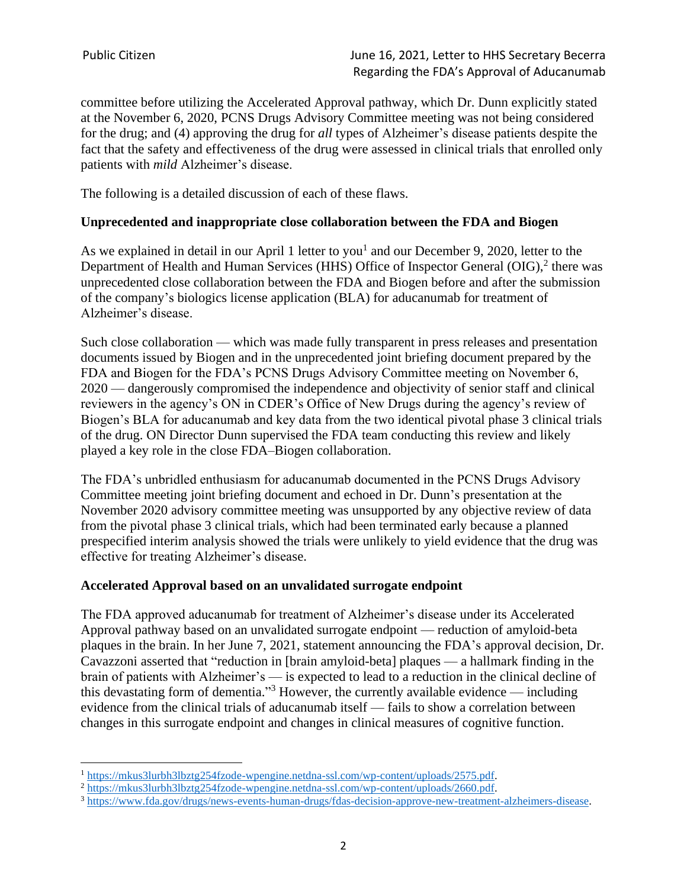committee before utilizing the Accelerated Approval pathway, which Dr. Dunn explicitly stated at the November 6, 2020, PCNS Drugs Advisory Committee meeting was not being considered for the drug; and (4) approving the drug for *all* types of Alzheimer's disease patients despite the fact that the safety and effectiveness of the drug were assessed in clinical trials that enrolled only patients with *mild* Alzheimer's disease.

The following is a detailed discussion of each of these flaws.

### Unprecedented and inappropriate close collaboration between the FDA and Biogen

As we explained in detail in our April 1 letter to you[1] and our December 9, 2020, letter to the Department of Health and Human Services (HHS) Office of Inspector General (OIG),[2] there was unprecedented close collaboration between the FDA and Biogen before and after the submission of the company's biologics license application (BLA) for aducanumab for treatment of Alzheimer's disease.

Such close collaboration — which was made fully transparent in press releases and presentation documents issued by Biogen and in the unprecedented joint briefing document prepared by the FDA and Biogen for the FDA's PCNS Drugs Advisory Committee meeting on November 6, 2020 — dangerously compromised the independence and objectivity of senior staff and clinical reviewers in the agency's ON in CDER's Office of New Drugs during the agency's review of Biogen's BLA for aducanumab and key data from the two identical pivotal phase 3 clinical trials of the drug. ON Director Dunn supervised the FDA team conducting this review and likely played a key role in the close FDA–Biogen collaboration.

The FDA's unbridled enthusiasm for aducanumab documented in the PCNS Drugs Advisory Committee meeting joint briefing document and echoed in Dr. Dunn's presentation at the November 2020 advisory committee meeting was unsupported by any objective review of data from the pivotal phase 3 clinical trials, which had been terminated early because a planned prespecified interim analysis showed the trials were unlikely to yield evidence that the drug was effective for treating Alzheimer's disease.

### Accelerated Approval based on an unvalidated surrogate endpoint

The FDA approved aducanumab for treatment of Alzheimer's disease under its Accelerated Approval pathway based on an unvalidated surrogate endpoint — reduction of amyloid-beta plaques in the brain. In her June 7, 2021, statement announcing the FDA's approval decision, Dr. Cavazzoni asserted that "reduction in [brain amyloid-beta] plaques — a hallmark finding in the brain of patients with Alzheimer's — is expected to lead to a reduction in the clinical decline of this devastating form of dementia."[3] However, the currently available evidence — including evidence from the clinical trials of aducanumab itself — fails to show a correlation between changes in this surrogate endpoint and changes in clinical measures of cognitive function.

---

[1] https://mkus3lurbh3lbztg254fzode-wpengine.netdna-ssl.com/wp-content/uploads/2575.pdf.

[2] https://mkus3lurbh3lbztg254fzode-wpengine.netdna-ssl.com/wp-content/uploads/2660.pdf.

[3] https://www.fda.gov/drugs/news-events-human-drugs/fdas-decision-approve-new-treatment-alzheimers-disease.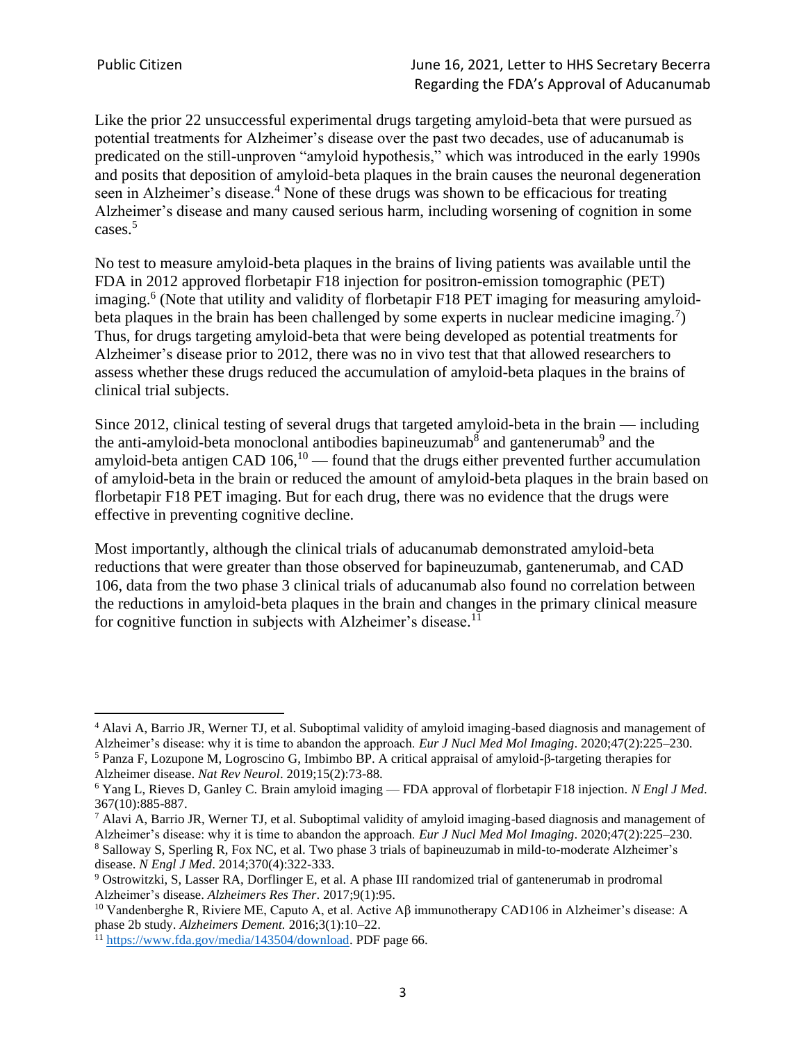Like the prior 22 unsuccessful experimental drugs targeting amyloid-beta that were pursued as potential treatments for Alzheimer's disease over the past two decades, use of aducanumab is predicated on the still-unproven "amyloid hypothesis," which was introduced in the early 1990s and posits that deposition of amyloid-beta plaques in the brain causes the neuronal degeneration seen in Alzheimer's disease.[4] None of these drugs was shown to be efficacious for treating Alzheimer's disease and many caused serious harm, including worsening of cognition in some cases.[5]

No test to measure amyloid-beta plaques in the brains of living patients was available until the FDA in 2012 approved florbetapir F18 injection for positron-emission tomographic (PET) imaging.[6] (Note that utility and validity of florbetapir F18 PET imaging for measuring amyloid-beta plaques in the brain has been challenged by some experts in nuclear medicine imaging.[7]) Thus, for drugs targeting amyloid-beta that were being developed as potential treatments for Alzheimer's disease prior to 2012, there was no in vivo test that that allowed researchers to assess whether these drugs reduced the accumulation of amyloid-beta plaques in the brains of clinical trial subjects.

Since 2012, clinical testing of several drugs that targeted amyloid-beta in the brain — including the anti-amyloid-beta monoclonal antibodies bapineuzumab[8] and gantenerumab[9] and the amyloid-beta antigen CAD 106,[10] — found that the drugs either prevented further accumulation of amyloid-beta in the brain or reduced the amount of amyloid-beta plaques in the brain based on florbetapir F18 PET imaging. But for each drug, there was no evidence that the drugs were effective in preventing cognitive decline.

Most importantly, although the clinical trials of aducanumab demonstrated amyloid-beta reductions that were greater than those observed for bapineuzumab, gantenerumab, and CAD 106, data from the two phase 3 clinical trials of aducanumab also found no correlation between the reductions in amyloid-beta plaques in the brain and changes in the primary clinical measure for cognitive function in subjects with Alzheimer's disease.[11]

---

[4] Alavi A, Barrio JR, Werner TJ, et al. Suboptimal validity of amyloid imaging-based diagnosis and management of Alzheimer's disease: why it is time to abandon the approach. *Eur J Nucl Med Mol Imaging*. 2020;47(2):225–230.

[5] Panza F, Lozupone M, Logroscino G, Imbimbo BP. A critical appraisal of amyloid-β-targeting therapies for Alzheimer disease. *Nat Rev Neurol*. 2019;15(2):73-88.

[6] Yang L, Rieves D, Ganley C. Brain amyloid imaging — FDA approval of florbetapir F18 injection. *N Engl J Med*. 367(10):885-887.

[7] Alavi A, Barrio JR, Werner TJ, et al. Suboptimal validity of amyloid imaging-based diagnosis and management of Alzheimer's disease: why it is time to abandon the approach. *Eur J Nucl Med Mol Imaging*. 2020;47(2):225–230.

[8] Salloway S, Sperling R, Fox NC, et al. Two phase 3 trials of bapineuzumab in mild-to-moderate Alzheimer's disease. *N Engl J Med*. 2014;370(4):322-333.

[9] Ostrowitzki, S, Lasser RA, Dorflinger E, et al. A phase III randomized trial of gantenerumab in prodromal Alzheimer's disease. *Alzheimers Res Ther*. 2017;9(1):95.

[10] Vandenberghe R, Riviere ME, Caputo A, et al. Active Aβ immunotherapy CAD106 in Alzheimer's disease: A phase 2b study. *Alzheimers Dement.* 2016;3(1):10–22.

[11] https://www.fda.gov/media/143504/download. PDF page 66.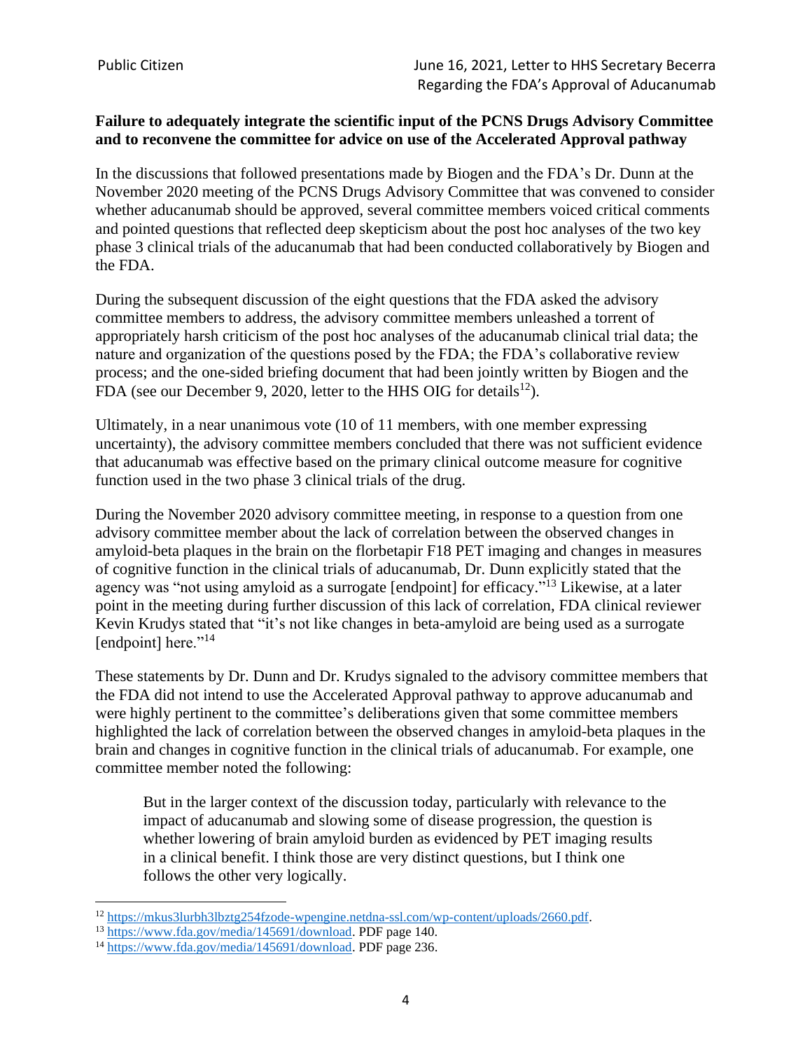**Failure to adequately integrate the scientific input of the PCNS Drugs Advisory Committee and to reconvene the committee for advice on use of the Accelerated Approval pathway**

In the discussions that followed presentations made by Biogen and the FDA's Dr. Dunn at the November 2020 meeting of the PCNS Drugs Advisory Committee that was convened to consider whether aducanumab should be approved, several committee members voiced critical comments and pointed questions that reflected deep skepticism about the post hoc analyses of the two key phase 3 clinical trials of the aducanumab that had been conducted collaboratively by Biogen and the FDA.

During the subsequent discussion of the eight questions that the FDA asked the advisory committee members to address, the advisory committee members unleashed a torrent of appropriately harsh criticism of the post hoc analyses of the aducanumab clinical trial data; the nature and organization of the questions posed by the FDA; the FDA's collaborative review process; and the one-sided briefing document that had been jointly written by Biogen and the FDA (see our December 9, 2020, letter to the HHS OIG for details[12]).

Ultimately, in a near unanimous vote (10 of 11 members, with one member expressing uncertainty), the advisory committee members concluded that there was not sufficient evidence that aducanumab was effective based on the primary clinical outcome measure for cognitive function used in the two phase 3 clinical trials of the drug.

During the November 2020 advisory committee meeting, in response to a question from one advisory committee member about the lack of correlation between the observed changes in amyloid-beta plaques in the brain on the florbetapir F18 PET imaging and changes in measures of cognitive function in the clinical trials of aducanumab, Dr. Dunn explicitly stated that the agency was "not using amyloid as a surrogate [endpoint] for efficacy."[13] Likewise, at a later point in the meeting during further discussion of this lack of correlation, FDA clinical reviewer Kevin Krudys stated that "it's not like changes in beta-amyloid are being used as a surrogate [endpoint] here."[14]

These statements by Dr. Dunn and Dr. Krudys signaled to the advisory committee members that the FDA did not intend to use the Accelerated Approval pathway to approve aducanumab and were highly pertinent to the committee's deliberations given that some committee members highlighted the lack of correlation between the observed changes in amyloid-beta plaques in the brain and changes in cognitive function in the clinical trials of aducanumab. For example, one committee member noted the following:

> But in the larger context of the discussion today, particularly with relevance to the impact of aducanumab and slowing some of disease progression, the question is whether lowering of brain amyloid burden as evidenced by PET imaging results in a clinical benefit. I think those are very distinct questions, but I think one follows the other very logically.

---

[12] https://mkus3lurbh3lbztg254fzode-wpengine.netdna-ssl.com/wp-content/uploads/2660.pdf.

[13] https://www.fda.gov/media/145691/download. PDF page 140.

[14] https://www.fda.gov/media/145691/download. PDF page 236.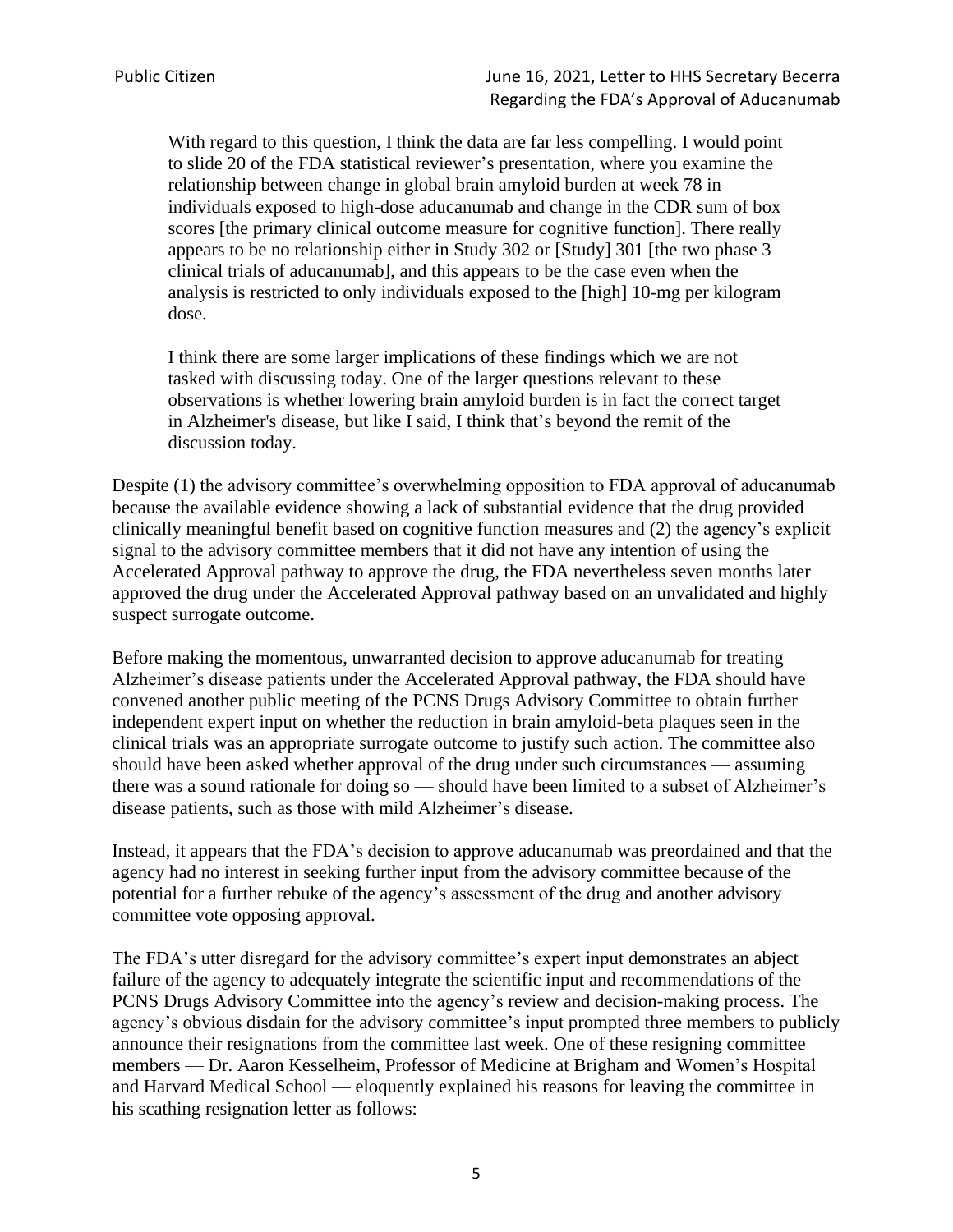> With regard to this question, I think the data are far less compelling. I would point to slide 20 of the FDA statistical reviewer's presentation, where you examine the relationship between change in global brain amyloid burden at week 78 in individuals exposed to high-dose aducanumab and change in the CDR sum of box scores [the primary clinical outcome measure for cognitive function]. There really appears to be no relationship either in Study 302 or [Study] 301 [the two phase 3 clinical trials of aducanumab], and this appears to be the case even when the analysis is restricted to only individuals exposed to the [high] 10-mg per kilogram dose.
>
> I think there are some larger implications of these findings which we are not tasked with discussing today. One of the larger questions relevant to these observations is whether lowering brain amyloid burden is in fact the correct target in Alzheimer's disease, but like I said, I think that's beyond the remit of the discussion today.

Despite (1) the advisory committee's overwhelming opposition to FDA approval of aducanumab because the available evidence showing a lack of substantial evidence that the drug provided clinically meaningful benefit based on cognitive function measures and (2) the agency's explicit signal to the advisory committee members that it did not have any intention of using the Accelerated Approval pathway to approve the drug, the FDA nevertheless seven months later approved the drug under the Accelerated Approval pathway based on an unvalidated and highly suspect surrogate outcome.

Before making the momentous, unwarranted decision to approve aducanumab for treating Alzheimer's disease patients under the Accelerated Approval pathway, the FDA should have convened another public meeting of the PCNS Drugs Advisory Committee to obtain further independent expert input on whether the reduction in brain amyloid-beta plaques seen in the clinical trials was an appropriate surrogate outcome to justify such action. The committee also should have been asked whether approval of the drug under such circumstances — assuming there was a sound rationale for doing so — should have been limited to a subset of Alzheimer's disease patients, such as those with mild Alzheimer's disease.

Instead, it appears that the FDA's decision to approve aducanumab was preordained and that the agency had no interest in seeking further input from the advisory committee because of the potential for a further rebuke of the agency's assessment of the drug and another advisory committee vote opposing approval.

The FDA's utter disregard for the advisory committee's expert input demonstrates an abject failure of the agency to adequately integrate the scientific input and recommendations of the PCNS Drugs Advisory Committee into the agency's review and decision-making process. The agency's obvious disdain for the advisory committee's input prompted three members to publicly announce their resignations from the committee last week. One of these resigning committee members — Dr. Aaron Kesselheim, Professor of Medicine at Brigham and Women's Hospital and Harvard Medical School — eloquently explained his reasons for leaving the committee in his scathing resignation letter as follows: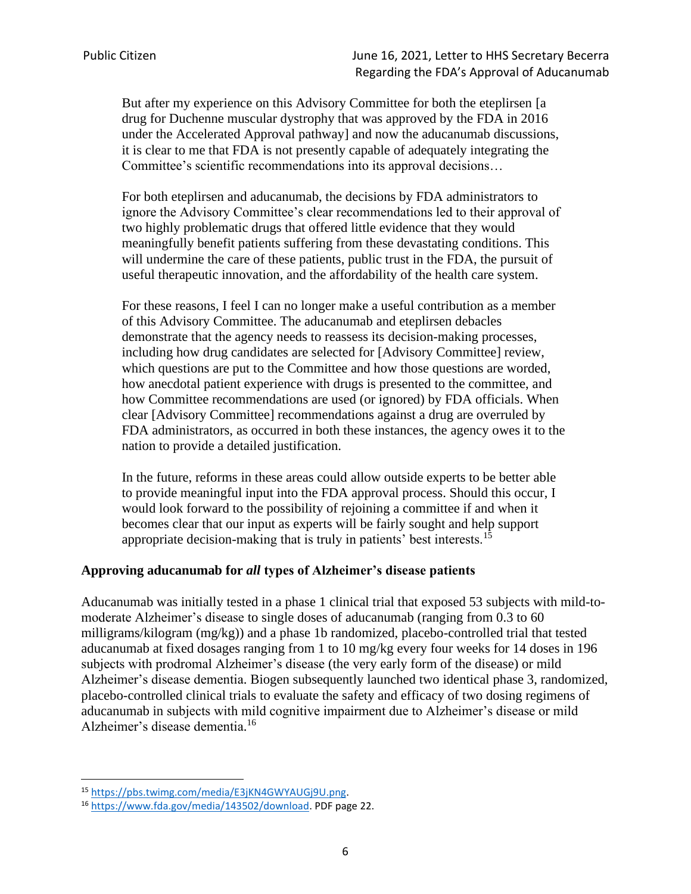> But after my experience on this Advisory Committee for both the eteplirsen [a drug for Duchenne muscular dystrophy that was approved by the FDA in 2016 under the Accelerated Approval pathway] and now the aducanumab discussions, it is clear to me that FDA is not presently capable of adequately integrating the Committee's scientific recommendations into its approval decisions…
>
> For both eteplirsen and aducanumab, the decisions by FDA administrators to ignore the Advisory Committee's clear recommendations led to their approval of two highly problematic drugs that offered little evidence that they would meaningfully benefit patients suffering from these devastating conditions. This will undermine the care of these patients, public trust in the FDA, the pursuit of useful therapeutic innovation, and the affordability of the health care system.
>
> For these reasons, I feel I can no longer make a useful contribution as a member of this Advisory Committee. The aducanumab and eteplirsen debacles demonstrate that the agency needs to reassess its decision-making processes, including how drug candidates are selected for [Advisory Committee] review, which questions are put to the Committee and how those questions are worded, how anecdotal patient experience with drugs is presented to the committee, and how Committee recommendations are used (or ignored) by FDA officials. When clear [Advisory Committee] recommendations against a drug are overruled by FDA administrators, as occurred in both these instances, the agency owes it to the nation to provide a detailed justification.
>
> In the future, reforms in these areas could allow outside experts to be better able to provide meaningful input into the FDA approval process. Should this occur, I would look forward to the possibility of rejoining a committee if and when it becomes clear that our input as experts will be fairly sought and help support appropriate decision-making that is truly in patients' best interests.[15]

### Approving aducanumab for *all* types of Alzheimer's disease patients

Aducanumab was initially tested in a phase 1 clinical trial that exposed 53 subjects with mild-to-moderate Alzheimer's disease to single doses of aducanumab (ranging from 0.3 to 60 milligrams/kilogram (mg/kg)) and a phase 1b randomized, placebo-controlled trial that tested aducanumab at fixed dosages ranging from 1 to 10 mg/kg every four weeks for 14 doses in 196 subjects with prodromal Alzheimer's disease (the very early form of the disease) or mild Alzheimer's disease dementia. Biogen subsequently launched two identical phase 3, randomized, placebo-controlled clinical trials to evaluate the safety and efficacy of two dosing regimens of aducanumab in subjects with mild cognitive impairment due to Alzheimer's disease or mild Alzheimer's disease dementia.[16]

---

[15] https://pbs.twimg.com/media/E3jKN4GWYAUGj9U.png.

[16] https://www.fda.gov/media/143502/download. PDF page 22.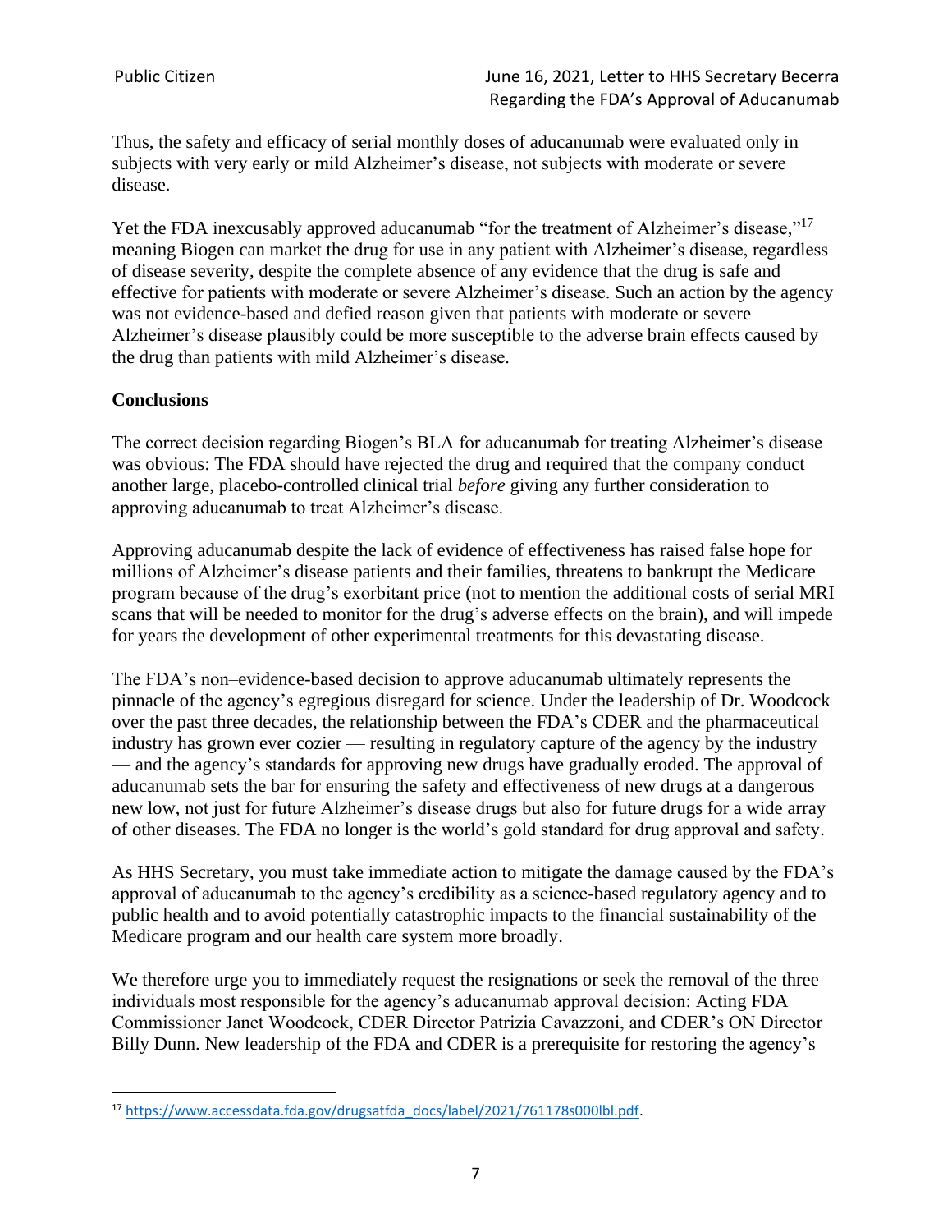Thus, the safety and efficacy of serial monthly doses of aducanumab were evaluated only in subjects with very early or mild Alzheimer's disease, not subjects with moderate or severe disease.

Yet the FDA inexcusably approved aducanumab "for the treatment of Alzheimer's disease,"[17] meaning Biogen can market the drug for use in any patient with Alzheimer's disease, regardless of disease severity, despite the complete absence of any evidence that the drug is safe and effective for patients with moderate or severe Alzheimer's disease. Such an action by the agency was not evidence-based and defied reason given that patients with moderate or severe Alzheimer's disease plausibly could be more susceptible to the adverse brain effects caused by the drug than patients with mild Alzheimer's disease.

**Conclusions**

The correct decision regarding Biogen's BLA for aducanumab for treating Alzheimer's disease was obvious: The FDA should have rejected the drug and required that the company conduct another large, placebo-controlled clinical trial *before* giving any further consideration to approving aducanumab to treat Alzheimer's disease.

Approving aducanumab despite the lack of evidence of effectiveness has raised false hope for millions of Alzheimer's disease patients and their families, threatens to bankrupt the Medicare program because of the drug's exorbitant price (not to mention the additional costs of serial MRI scans that will be needed to monitor for the drug's adverse effects on the brain), and will impede for years the development of other experimental treatments for this devastating disease.

The FDA's non–evidence-based decision to approve aducanumab ultimately represents the pinnacle of the agency's egregious disregard for science. Under the leadership of Dr. Woodcock over the past three decades, the relationship between the FDA's CDER and the pharmaceutical industry has grown ever cozier — resulting in regulatory capture of the agency by the industry — and the agency's standards for approving new drugs have gradually eroded. The approval of aducanumab sets the bar for ensuring the safety and effectiveness of new drugs at a dangerous new low, not just for future Alzheimer's disease drugs but also for future drugs for a wide array of other diseases. The FDA no longer is the world's gold standard for drug approval and safety.

As HHS Secretary, you must take immediate action to mitigate the damage caused by the FDA's approval of aducanumab to the agency's credibility as a science-based regulatory agency and to public health and to avoid potentially catastrophic impacts to the financial sustainability of the Medicare program and our health care system more broadly.

We therefore urge you to immediately request the resignations or seek the removal of the three individuals most responsible for the agency's aducanumab approval decision: Acting FDA Commissioner Janet Woodcock, CDER Director Patrizia Cavazzoni, and CDER's ON Director Billy Dunn. New leadership of the FDA and CDER is a prerequisite for restoring the agency's

[17] https://www.accessdata.fda.gov/drugsatfda_docs/label/2021/761178s000lbl.pdf.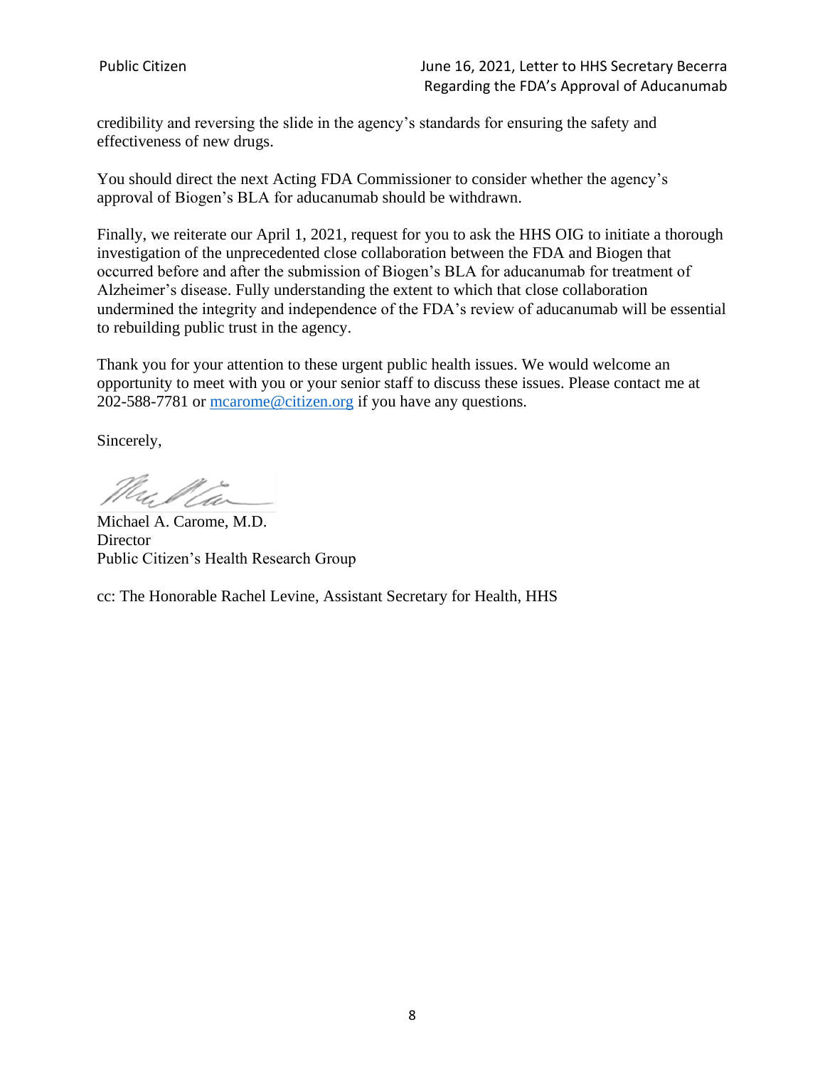credibility and reversing the slide in the agency's standards for ensuring the safety and effectiveness of new drugs.

You should direct the next Acting FDA Commissioner to consider whether the agency's approval of Biogen's BLA for aducanumab should be withdrawn.

Finally, we reiterate our April 1, 2021, request for you to ask the HHS OIG to initiate a thorough investigation of the unprecedented close collaboration between the FDA and Biogen that occurred before and after the submission of Biogen's BLA for aducanumab for treatment of Alzheimer's disease. Fully understanding the extent to which that close collaboration undermined the integrity and independence of the FDA's review of aducanumab will be essential to rebuilding public trust in the agency.

Thank you for your attention to these urgent public health issues. We would welcome an opportunity to meet with you or your senior staff to discuss these issues. Please contact me at 202-588-7781 or mcarome@citizen.org if you have any questions.

Sincerely,

Michael A. Carome, M.D.
Director
Public Citizen's Health Research Group

cc: The Honorable Rachel Levine, Assistant Secretary for Health, HHS